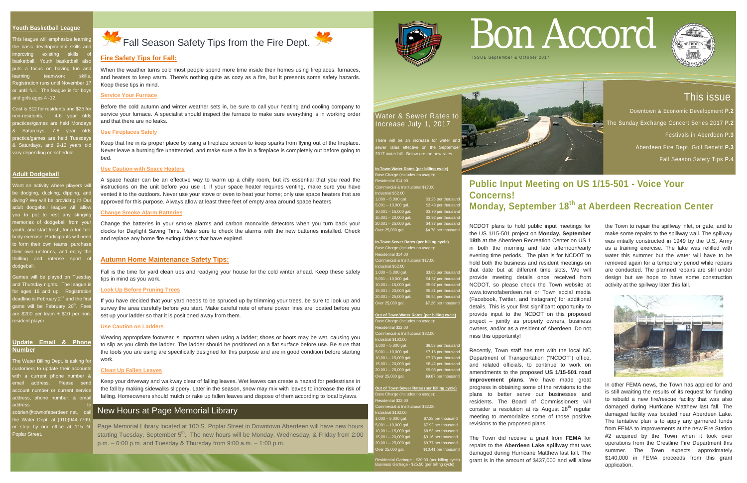# Bon Accord

ISSUE September & October 2017

## This issue

Downtown & Economic Development **P.2**

The Sunday Exchange Concert Series 2017 **P.2**

Festivals in Aberdeen **P.3**

Aberdeen Fire Dept. Golf Benefit **P.3**

Fall Season Safety Tips **P.4**

## Public Input Meeting on US 1/15-501 - Voice Your Concerns! Monday, September 18th at Aberdeen Recreation Center

NCDOT plans to hold public input meetings for the US 1/15-501 project on **Monday, September 18th** at the Aberdeen Recreation Center on US 1 in both the morning and late afternoon/early evening time periods. The plan is for NCDOT to hold both the business and resident meetings on that date but at different time slots. We will provide meeting details once received from NCDOT, so please check the Town website at www.townofaberdeen.net or Town social media (Facebook, Twitter, and Instagram) for additional details. This is your first significant opportunity to provide input to the NCDOT on this proposed project – jointly as property owners, business owners, and/or as a resident of Aberdeen. Do not miss this opportunity!

Recently, Town staff has met with the local NC Department of Transportation ("NCDOT") office, and related officials, to continue to work on amendments to the proposed **US 1/15-501 road improvement plans**. We have made great progress in obtaining some of the revisions to the plans to better serve our businesses and residents. The Board of Commissioners will consider a resolution at its August 28th regular meeting to memorialize some of those positive revisions to the proposed plans.

The Town did receive a grant from **FEMA** for repairs to the **Aberdeen Lake spillway** that was damaged during Hurricane Matthew last fall. The grant is in the amount of $437,000 and will allow the Town to repair the spillway inlet, or gate, and to make some repairs to the spillway wall. The spillway was initially constructed in 1949 by the U.S, Army as a training exercise. The lake was refilled with water this summer but the water will have to be removed again for a temporary period while repairs are conducted. The planned repairs are still under design but we hope to have some construction activity at the spillway later this fall.

In other FEMA news, the Town has applied for and is still awaiting the results of its request for funding to rebuild a new fire/rescue facility that was also damaged during Hurricane Matthew last fall. The damaged facility was located near Aberdeen Lake. The tentative plan is to apply any garnered funds from FEMA to improvements at the new Fire Station #2 acquired by the Town when it took over operations from the Crestline Fire Department this summer. The Town expects approximately $140,000 in FEMA proceeds from this grant application.

## Water & Sewer Rates to Increase July 1, 2017

There will be an increase for water and sewer rates effective on the September 2017 water bill. Below are the new rates.

**In-Town Water Rates (per billing cycle)**

Base Charge (includes no usage):
Residential $14.00
Commercial & Institutional $17.00
Industrial $52.00

| Usage | Rate |
|---|---|
| 1,000 – 5,000 gal. | $3.25 per thousand |
| 5,001 – 10,000 gal. | $3.48 per thousand |
| 10,001 – 15,000 gal. | $3.70 per thousand |
| 15,001 – 20,000 gal. | $3.92 per thousand |
| 20,001 – 25,000 gal. | $4.37 per thousand |
| Over 25,000 gal. | $4.78 per thousand |

**In-Town Sewer Rates (per billing cycle)**

Base Charge (includes no usage):
Residential $14.00
Commercial & Institutional $17.00
Industrial $52.00

| Usage | Rate |
|---|---|
| 1,000 – 5,000 gal. | $3.65 per thousand |
| 5,001 – 10,000 gal. | $4.37 per thousand |
| 10,001 – 15,000 gal. | $5.07 per thousand |
| 15,001 – 20,000 gal. | $5.81 per thousand |
| 20,001 – 25,000 gal. | $6.54 per thousand |
| Over 25,000 gal. | $7.26 per thousand |

**Out of Town Water Rates (per billing cycle)**

Base Charge (includes no usage):
Residential $22.00
Commercial & Institutional $32.00
Industrial $102.00

| Usage | Rate |
|---|---|
| 1,000 – 5,000 gal. | $6.53 per thousand |
| 5,001 – 10,000 gal. | $7.16 per thousand |
| 10,001 – 15,000 gal. | $7.78 per thousand |
| 15,001 – 20,000 gal. | $8.42 per thousand |
| 20,001 – 25,000 gal. | $9.03 per thousand |
| Over 25,000 gal. | $9.67 per thousand |

**Out of Town Sewer Rates (per billing cycle)**

Base Charge (includes no usage):
Residential $22.00
Commercial & Institutional $32.00
Industrial $102.00

| Usage | Rate |
|---|---|
| 1,000 – 5,000 gal. | $7.28 per thousand |
| 5,001 – 10,000 gal. | $7.92 per thousand |
| 10,001 – 15,000 gal. | $8.53 per thousand |
| 15,001 – 20,000 gal. | $9.16 per thousand |
| 20,001 – 25,000 gal. | $9.77 per thousand |
| Over 25,000 gal. | $10.41 per thousand |

Residential Garbage - $20.00 (per billing cycle)
Business Garbage - $25.50 (per billing cycle)

## Fall Season Safety Tips from the Fire Dept.

### Fire Safety Tips for Fall:

When the weather turns cold most people spend more time inside their homes using fireplaces, furnaces, and heaters to keep warm. There's nothing quite as cozy as a fire, but it presents some safety hazards. Keep these tips in mind.

**Service Your Furnace**

Before the cold autumn and winter weather sets in, be sure to call your heating and cooling company to service your furnace. A specialist should inspect the furnace to make sure everything is in working order and that there are no leaks.

**Use Fireplaces Safely**

Keep that fire in its proper place by using a fireplace screen to keep sparks from flying out of the fireplace. Never leave a burning fire unattended, and make sure a fire in a fireplace is completely out before going to bed.

**Use Caution with Space Heaters**

A space heater can be an effective way to warm up a chilly room, but it's essential that you read the instructions on the unit before you use it. If your space heater requires venting, make sure you have vented it to the outdoors. Never use your stove or oven to heat your home; only use space heaters that are approved for this purpose. Always allow at least three feet of empty area around space heaters.

**Change Smoke Alarm Batteries**

Change the batteries in your smoke alarms and carbon monoxide detectors when you turn back your clocks for Daylight Saving Time. Make sure to check the alarms with the new batteries installed. Check and replace any home fire extinguishers that have expired.

### Autumn Home Maintenance Safety Tips:

Fall is the time for yard clean ups and readying your house for the cold winter ahead. Keep these safety tips in mind as you work.

**Look Up Before Pruning Trees**

If you have decided that your yard needs to be spruced up by trimming your trees, be sure to look up and survey the area carefully before you start. Make careful note of where power lines are located before you set up your ladder so that it is positioned away from them.

**Use Caution on Ladders**

Wearing appropriate footwear is important when using a ladder; shoes or boots may be wet, causing you to slip as you climb the ladder. The ladder should be positioned on a flat surface before use. Be sure that the tools you are using are specifically designed for this purpose and are in good condition before starting work.

**Clean Up Fallen Leaves**

Keep your driveway and walkway clear of falling leaves. Wet leaves can create a hazard for pedestrians in the fall by making sidewalks slippery. Later in the season, snow may mix with leaves to increase the risk of falling. Homeowners should mulch or rake up fallen leaves and dispose of them according to local bylaws.

## New Hours at Page Memorial Library

Page Memorial Library located at 100 S. Poplar Street in Downtown Aberdeen will have new hours starting Tuesday, September 5th. The new hours will be Monday, Wednesday, & Friday from 2:00 p.m. – 6:00 p.m. and Tuesday & Thursday from 9:00 a.m. – 1:00 p.m.

### Youth Basketball League

This league will emphasize learning the basic developmental skills and improving existing skills of basketball. Youth basketball also puts a focus on having fun and learning teamwork skills. Registration runs until November 17 or until full. The league is for boys and girls ages 4 -12.

Cost is $12 for residents and $25 for non-residents. 4-6 year olds practices/games are held Mondays & Saturdays, 7-8 year olds practice/games are held Tuesdays & Saturdays, and 9-12 years old vary depending on schedule.

### Adult Dodgeball

Want an activity where players will be dodging, ducking, dipping, and diving? We will be providing it! Our adult dodgeball league will allow you to put to rest any stinging memories of dodgeball from your youth, and start fresh, for a fun full-body exercise. Participants will need to form their own teams, purchase their own uniforms, and enjoy the thrilling and intense sport of dodgeball.

Games will be played on Tuesday and Thursday nights. The league is for ages 16 and up. Registration deadline is February 2nd and the first game will be February 20th. Fees are $200 per team + $10 per non-resident player.

### Update Email & Phone Number

The Water Billing Dept. is asking for customers to update their accounts with a current phone number & email address. Please send account number or current service address, phone number, & email address to sobrien@townofaberdeen.net, call the Water Dept. at (910)944-7799, or stop by our office at 115 N. Poplar Street.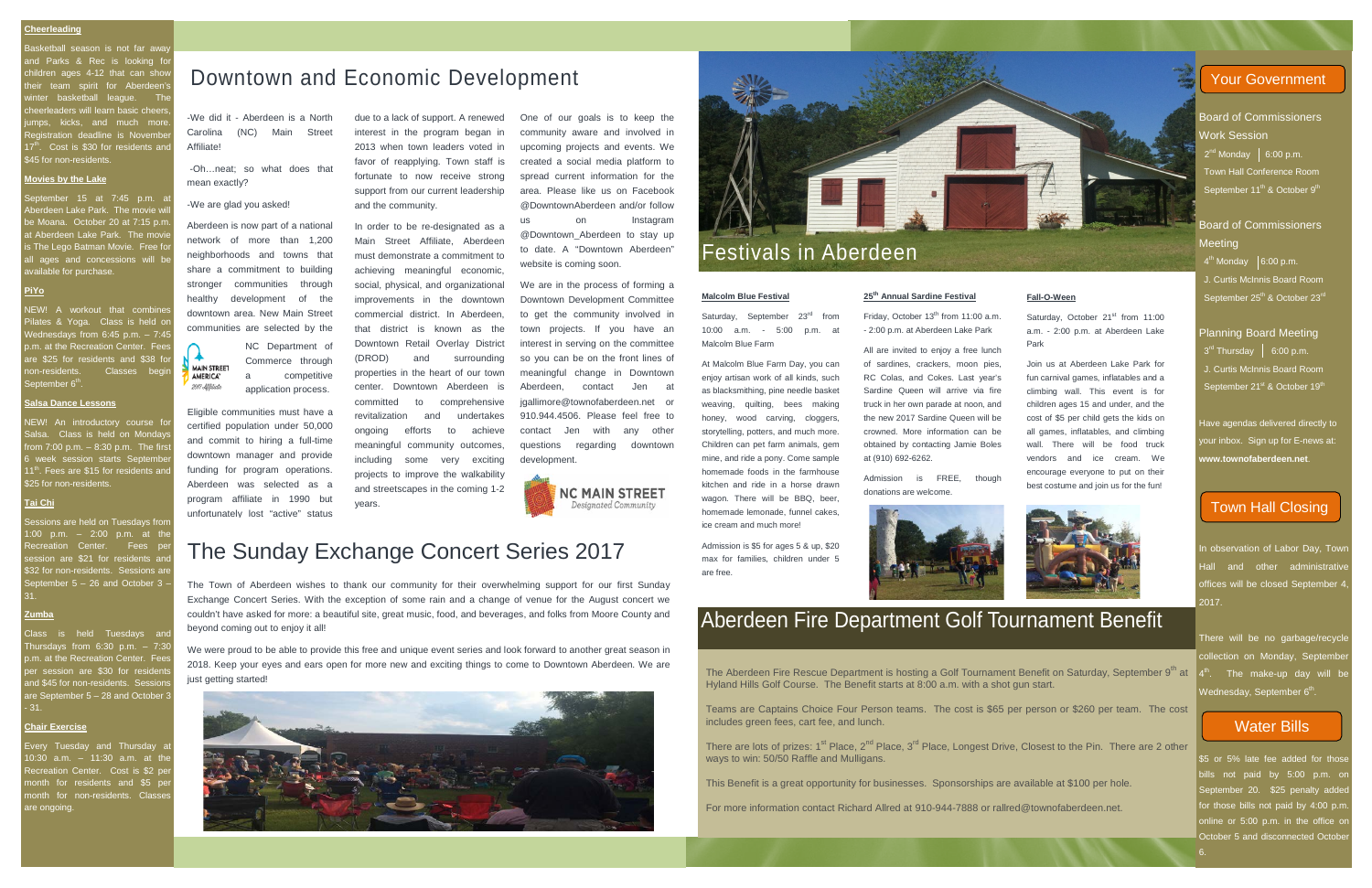## Cheerleading

Basketball season is not far away and Parks & Rec is looking for children ages 4-12 that can show their team spirit for Aberdeen's winter basketball league. The cheerleaders will learn basic cheers, jumps, kicks, and much more. Registration deadline is November 17th. Cost is $30 for residents and $45 for non-residents.

## Movies by the Lake

September 15 at 7:45 p.m. at Aberdeen Lake Park. The movie will be Moana. October 20 at 7:15 p.m. at Aberdeen Lake Park. The movie is The Lego Batman Movie. Free for all ages and concessions will be available for purchase.

## PiYo

NEW! A workout that combines Pilates & Yoga. Class is held on Wednesdays from 6:45 p.m. – 7:45 p.m. at the Recreation Center. Fees are $25 for residents and $38 for non-residents. Classes begin September 6th.

## Salsa Dance Lessons

NEW! An introductory course for Salsa. Class is held on Mondays from 7:00 p.m. – 8:30 p.m. The first 6 week session starts September 11th. Fees are $15 for residents and $25 for non-residents.

## Tai Chi

Sessions are held on Tuesdays from 1:00 p.m. – 2:00 p.m. at the Recreation Center. Fees per session are $21 for residents and $32 for non-residents. Sessions are September 5 – 26 and October 3 – 31.

## Zumba

Class is held Tuesdays and Thursdays from 6:30 p.m. – 7:30 p.m. at the Recreation Center. Fees per session are $30 for residents and $45 for non-residents. Sessions are September 5 – 28 and October 3 - 31.

## Chair Exercise

Every Tuesday and Thursday at 10:30 a.m. – 11:30 a.m. at the Recreation Center. Cost is $2 per month for residents and $5 per month for non-residents. Classes are ongoing.

# Downtown and Economic Development

-We did it - Aberdeen is a North Carolina (NC) Main Street Affiliate!

-Oh…neat; so what does that mean exactly?

-We are glad you asked!

Aberdeen is now part of a national network of more than 1,200 neighborhoods and towns that share a commitment to building stronger communities through healthy development of the downtown area. New Main Street communities are selected by the NC Department of Commerce through a competitive application process.

Eligible communities must have a certified population under 50,000 and commit to hiring a full-time downtown manager and provide funding for program operations. Aberdeen was selected as a program affiliate in 1990 but unfortunately lost "active" status due to a lack of support. A renewed interest in the program began in 2013 when town leaders voted in favor of reapplying. Town staff is fortunate to now receive strong support from our current leadership and the community.

In order to be re-designated as a Main Street Affiliate, Aberdeen must demonstrate a commitment to achieving meaningful economic, social, physical, and organizational improvements in the downtown commercial district. In Aberdeen, that district is known as the Downtown Retail Overlay District (DROD) and surrounding properties in the heart of our town center. Downtown Aberdeen is committed to comprehensive revitalization and undertakes ongoing efforts to achieve meaningful community outcomes, including some very exciting projects to improve the walkability and streetscapes in the coming 1-2 years.

One of our goals is to keep the community aware and involved in upcoming projects and events. We created a social media platform to spread current information for the area. Please like us on Facebook @DowntownAberdeen and/or follow us on Instagram @Downtown_Aberdeen to stay up to date. A "Downtown Aberdeen" website is coming soon.

We are in the process of forming a Downtown Development Committee to get the community involved in town projects. If you have an interest in serving on the committee so you can be on the front lines of meaningful change in Downtown Aberdeen, contact Jen at jgallimore@townofaberdeen.net or 910.944.4506. Please feel free to contact Jen with any other questions regarding downtown development.

# The Sunday Exchange Concert Series 2017

The Town of Aberdeen wishes to thank our community for their overwhelming support for our first Sunday Exchange Concert Series. With the exception of some rain and a change of venue for the August concert we couldn't have asked for more: a beautiful site, great music, food, and beverages, and folks from Moore County and beyond coming out to enjoy it all!

We were proud to be able to provide this free and unique event series and look forward to another great season in 2018. Keep your eyes and ears open for more new and exciting things to come to Downtown Aberdeen. We are just getting started!

# Festivals in Aberdeen

## Malcolm Blue Festival

Saturday, September 23rd from 10:00 a.m. - 5:00 p.m. at Malcolm Blue Farm

At Malcolm Blue Farm Day, you can enjoy artisan work of all kinds, such as blacksmithing, pine needle basket weaving, quilting, bees making honey, wood carving, cloggers, storytelling, potters, and much more. Children can pet farm animals, gem mine, and ride a pony. Come sample homemade foods in the farmhouse kitchen and ride in a horse drawn wagon. There will be BBQ, beer, homemade lemonade, funnel cakes, ice cream and much more!

Admission is $5 for ages 5 & up, $20 max for families, children under 5 are free.

## 25th Annual Sardine Festival

Friday, October 13th from 11:00 a.m. - 2:00 p.m. at Aberdeen Lake Park

All are invited to enjoy a free lunch of sardines, crackers, moon pies, RC Colas, and Cokes. Last year's Sardine Queen will arrive via fire truck in her own parade at noon, and the new 2017 Sardine Queen will be crowned. More information can be obtained by contacting Jamie Boles at (910) 692-6262.

Admission is FREE, though donations are welcome.

## Fall-O-Ween

Saturday, October 21st from 11:00 a.m. - 2:00 p.m. at Aberdeen Lake Park

Join us at Aberdeen Lake Park for fun carnival games, inflatables and a climbing wall. This event is for children ages 15 and under, and the cost of $5 per child gets the kids on all games, inflatables, and climbing wall. There will be food truck vendors and ice cream. We encourage everyone to put on their best costume and join us for the fun!

# Aberdeen Fire Department Golf Tournament Benefit

The Aberdeen Fire Rescue Department is hosting a Golf Tournament Benefit on Saturday, September 9th at Hyland Hills Golf Course. The Benefit starts at 8:00 a.m. with a shot gun start.

Teams are Captains Choice Four Person teams. The cost is $65 per person or $260 per team. The cost includes green fees, cart fee, and lunch.

There are lots of prizes: 1st Place, 2nd Place, 3rd Place, Longest Drive, Closest to the Pin. There are 2 other ways to win: 50/50 Raffle and Mulligans.

This Benefit is a great opportunity for businesses. Sponsorships are available at $100 per hole.

For more information contact Richard Allred at 910-944-7888 or rallred@townofaberdeen.net.

## Your Government

**Board of Commissioners Work Session**
2nd Monday | 6:00 p.m.
Town Hall Conference Room
September 11th & October 9th

**Board of Commissioners Meeting**
4th Monday | 6:00 p.m.
J. Curtis McInnis Board Room
September 25th & October 23rd

**Planning Board Meeting**
3rd Thursday | 6:00 p.m.
J. Curtis McInnis Board Room
September 21st & October 19th

Have agendas delivered directly to your inbox. Sign up for E-news at: **www.townofaberdeen.net**.

## Town Hall Closing

In observation of Labor Day, Town Hall and other administrative offices will be closed September 4, 2017.

There will be no garbage/recycle collection on Monday, September 4th. The make-up day will be Wednesday, September 6th.

## Water Bills

$5 or 5% late fee added for those bills not paid by 5:00 p.m. on September 20. $25 penalty added for those bills not paid by 4:00 p.m. online or 5:00 p.m. in the office on October 5 and disconnected October 6.